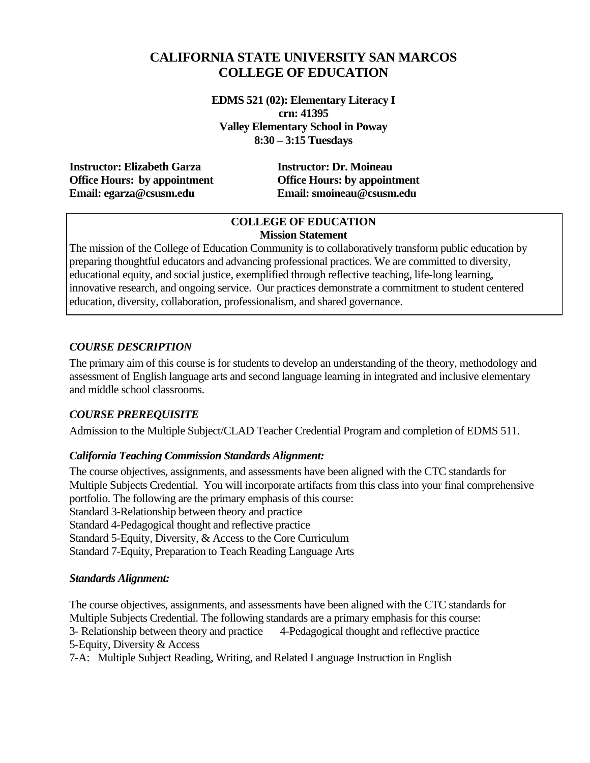# CALIFORNIA STATE UNIVERSITY SAN MARCOS
# COLLEGE OF EDUCATION

**EDMS 521 (02): Elementary Literacy I**
**crn: 41395**
**Valley Elementary School in Poway**
**8:30 – 3:15 Tuesdays**

**Instructor: Elizabeth Garza**
**Office Hours: by appointment**
**Email: egarza@csusm.edu**

**Instructor: Dr. Moineau**
**Office Hours: by appointment**
**Email: smoineau@csusm.edu**

**COLLEGE OF EDUCATION**
**Mission Statement**

The mission of the College of Education Community is to collaboratively transform public education by preparing thoughtful educators and advancing professional practices. We are committed to diversity, educational equity, and social justice, exemplified through reflective teaching, life-long learning, innovative research, and ongoing service. Our practices demonstrate a commitment to student centered education, diversity, collaboration, professionalism, and shared governance.

### *COURSE DESCRIPTION*

The primary aim of this course is for students to develop an understanding of the theory, methodology and assessment of English language arts and second language learning in integrated and inclusive elementary and middle school classrooms.

### *COURSE PREREQUISITE*

Admission to the Multiple Subject/CLAD Teacher Credential Program and completion of EDMS 511.

### *California Teaching Commission Standards Alignment:*

The course objectives, assignments, and assessments have been aligned with the CTC standards for Multiple Subjects Credential. You will incorporate artifacts from this class into your final comprehensive portfolio. The following are the primary emphasis of this course:
Standard 3-Relationship between theory and practice
Standard 4-Pedagogical thought and reflective practice
Standard 5-Equity, Diversity, & Access to the Core Curriculum
Standard 7-Equity, Preparation to Teach Reading Language Arts

### *Standards Alignment:*

The course objectives, assignments, and assessments have been aligned with the CTC standards for Multiple Subjects Credential. The following standards are a primary emphasis for this course:
3- Relationship between theory and practice 4-Pedagogical thought and reflective practice
5-Equity, Diversity & Access
7-A: Multiple Subject Reading, Writing, and Related Language Instruction in English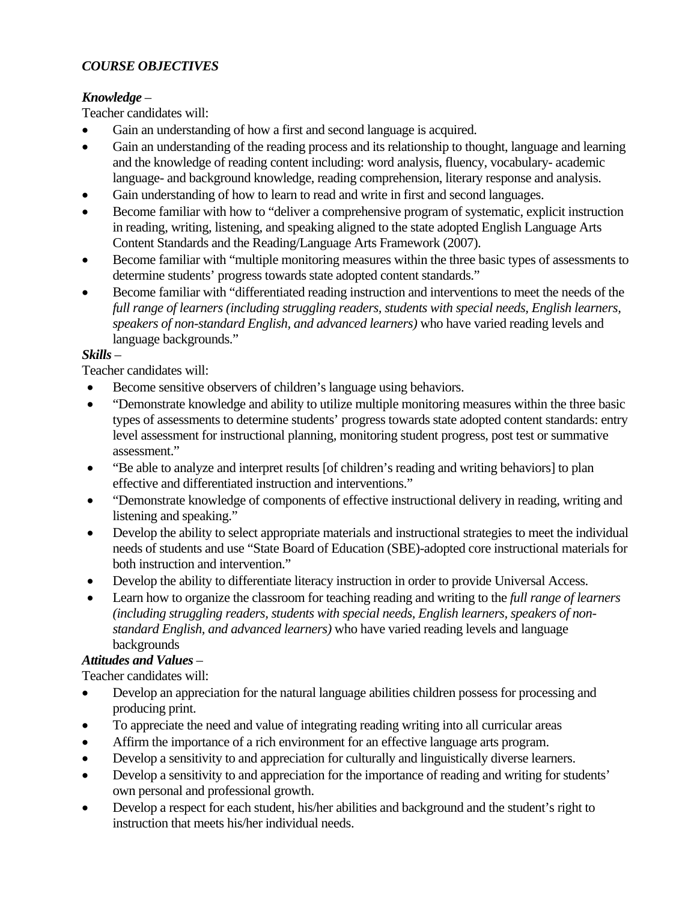## *COURSE OBJECTIVES*

***Knowledge*** –
Teacher candidates will:

- Gain an understanding of how a first and second language is acquired.
- Gain an understanding of the reading process and its relationship to thought, language and learning and the knowledge of reading content including: word analysis, fluency, vocabulary- academic language- and background knowledge, reading comprehension, literary response and analysis.
- Gain understanding of how to learn to read and write in first and second languages.
- Become familiar with how to "deliver a comprehensive program of systematic, explicit instruction in reading, writing, listening, and speaking aligned to the state adopted English Language Arts Content Standards and the Reading/Language Arts Framework (2007).
- Become familiar with "multiple monitoring measures within the three basic types of assessments to determine students' progress towards state adopted content standards."
- Become familiar with "differentiated reading instruction and interventions to meet the needs of the *full range of learners (including struggling readers, students with special needs, English learners, speakers of non-standard English, and advanced learners)* who have varied reading levels and language backgrounds."

***Skills*** –
Teacher candidates will:

- Become sensitive observers of children's language using behaviors.
- "Demonstrate knowledge and ability to utilize multiple monitoring measures within the three basic types of assessments to determine students' progress towards state adopted content standards: entry level assessment for instructional planning, monitoring student progress, post test or summative assessment."
- "Be able to analyze and interpret results [of children's reading and writing behaviors] to plan effective and differentiated instruction and interventions."
- "Demonstrate knowledge of components of effective instructional delivery in reading, writing and listening and speaking."
- Develop the ability to select appropriate materials and instructional strategies to meet the individual needs of students and use "State Board of Education (SBE)-adopted core instructional materials for both instruction and intervention."
- Develop the ability to differentiate literacy instruction in order to provide Universal Access.
- Learn how to organize the classroom for teaching reading and writing to the *full range of learners (including struggling readers, students with special needs, English learners, speakers of non-standard English, and advanced learners)* who have varied reading levels and language backgrounds

***Attitudes and Values*** –
Teacher candidates will:

- Develop an appreciation for the natural language abilities children possess for processing and producing print.
- To appreciate the need and value of integrating reading writing into all curricular areas
- Affirm the importance of a rich environment for an effective language arts program.
- Develop a sensitivity to and appreciation for culturally and linguistically diverse learners.
- Develop a sensitivity to and appreciation for the importance of reading and writing for students' own personal and professional growth.
- Develop a respect for each student, his/her abilities and background and the student's right to instruction that meets his/her individual needs.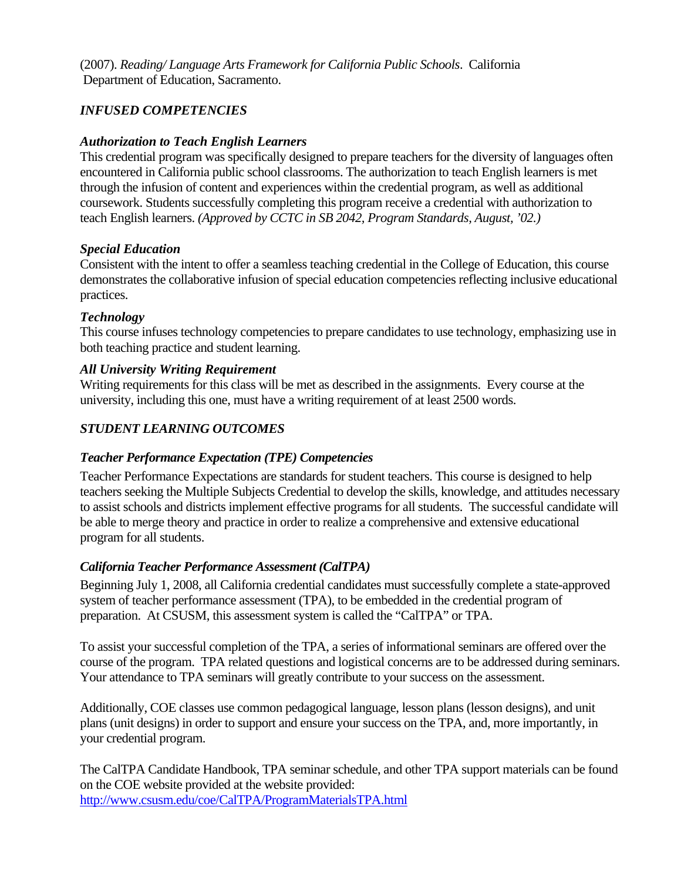(2007). *Reading/ Language Arts Framework for California Public Schools*. California Department of Education, Sacramento.

## *INFUSED COMPETENCIES*

### *Authorization to Teach English Learners*

This credential program was specifically designed to prepare teachers for the diversity of languages often encountered in California public school classrooms. The authorization to teach English learners is met through the infusion of content and experiences within the credential program, as well as additional coursework. Students successfully completing this program receive a credential with authorization to teach English learners. *(Approved by CCTC in SB 2042, Program Standards, August, '02.)*

### *Special Education*

Consistent with the intent to offer a seamless teaching credential in the College of Education, this course demonstrates the collaborative infusion of special education competencies reflecting inclusive educational practices.

### *Technology*

This course infuses technology competencies to prepare candidates to use technology, emphasizing use in both teaching practice and student learning.

### *All University Writing Requirement*

Writing requirements for this class will be met as described in the assignments. Every course at the university, including this one, must have a writing requirement of at least 2500 words.

## *STUDENT LEARNING OUTCOMES*

### *Teacher Performance Expectation (TPE) Competencies*

Teacher Performance Expectations are standards for student teachers. This course is designed to help teachers seeking the Multiple Subjects Credential to develop the skills, knowledge, and attitudes necessary to assist schools and districts implement effective programs for all students. The successful candidate will be able to merge theory and practice in order to realize a comprehensive and extensive educational program for all students.

### *California Teacher Performance Assessment (CalTPA)*

Beginning July 1, 2008, all California credential candidates must successfully complete a state-approved system of teacher performance assessment (TPA), to be embedded in the credential program of preparation. At CSUSM, this assessment system is called the "CalTPA" or TPA.

To assist your successful completion of the TPA, a series of informational seminars are offered over the course of the program. TPA related questions and logistical concerns are to be addressed during seminars. Your attendance to TPA seminars will greatly contribute to your success on the assessment.

Additionally, COE classes use common pedagogical language, lesson plans (lesson designs), and unit plans (unit designs) in order to support and ensure your success on the TPA, and, more importantly, in your credential program.

The CalTPA Candidate Handbook, TPA seminar schedule, and other TPA support materials can be found on the COE website provided at the website provided: http://www.csusm.edu/coe/CalTPA/ProgramMaterialsTPA.html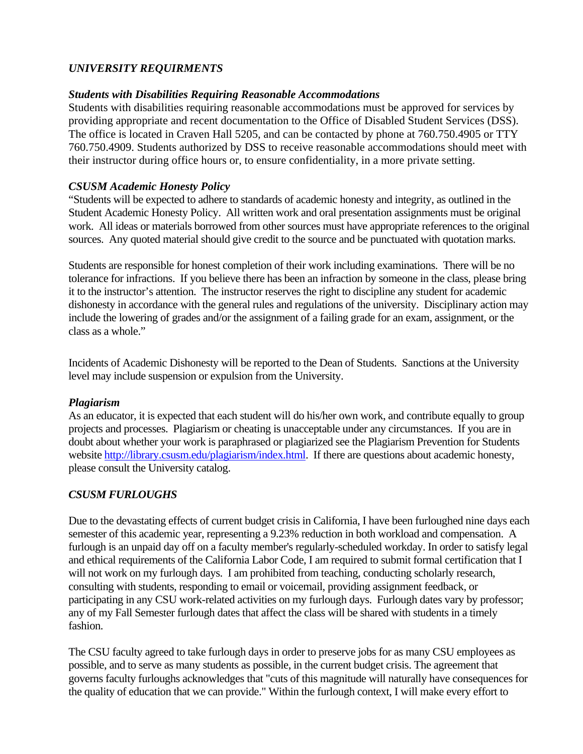## *UNIVERSITY REQUIRMENTS*

### ***Students with Disabilities Requiring Reasonable Accommodations***

Students with disabilities requiring reasonable accommodations must be approved for services by providing appropriate and recent documentation to the Office of Disabled Student Services (DSS). The office is located in Craven Hall 5205, and can be contacted by phone at 760.750.4905 or TTY 760.750.4909. Students authorized by DSS to receive reasonable accommodations should meet with their instructor during office hours or, to ensure confidentiality, in a more private setting.

### ***CSUSM Academic Honesty Policy***

"Students will be expected to adhere to standards of academic honesty and integrity, as outlined in the Student Academic Honesty Policy. All written work and oral presentation assignments must be original work. All ideas or materials borrowed from other sources must have appropriate references to the original sources. Any quoted material should give credit to the source and be punctuated with quotation marks.

Students are responsible for honest completion of their work including examinations. There will be no tolerance for infractions. If you believe there has been an infraction by someone in the class, please bring it to the instructor's attention. The instructor reserves the right to discipline any student for academic dishonesty in accordance with the general rules and regulations of the university. Disciplinary action may include the lowering of grades and/or the assignment of a failing grade for an exam, assignment, or the class as a whole."

Incidents of Academic Dishonesty will be reported to the Dean of Students. Sanctions at the University level may include suspension or expulsion from the University.

### ***Plagiarism***

As an educator, it is expected that each student will do his/her own work, and contribute equally to group projects and processes. Plagiarism or cheating is unacceptable under any circumstances. If you are in doubt about whether your work is paraphrased or plagiarized see the Plagiarism Prevention for Students website [http://library.csusm.edu/plagiarism/index.html](http://library.csusm.edu/plagiarism/index.html). If there are questions about academic honesty, please consult the University catalog.

## *CSUSM FURLOUGHS*

Due to the devastating effects of current budget crisis in California, I have been furloughed nine days each semester of this academic year, representing a 9.23% reduction in both workload and compensation. A furlough is an unpaid day off on a faculty member's regularly-scheduled workday. In order to satisfy legal and ethical requirements of the California Labor Code, I am required to submit formal certification that I will not work on my furlough days. I am prohibited from teaching, conducting scholarly research, consulting with students, responding to email or voicemail, providing assignment feedback, or participating in any CSU work-related activities on my furlough days. Furlough dates vary by professor; any of my Fall Semester furlough dates that affect the class will be shared with students in a timely fashion.

The CSU faculty agreed to take furlough days in order to preserve jobs for as many CSU employees as possible, and to serve as many students as possible, in the current budget crisis. The agreement that governs faculty furloughs acknowledges that "cuts of this magnitude will naturally have consequences for the quality of education that we can provide." Within the furlough context, I will make every effort to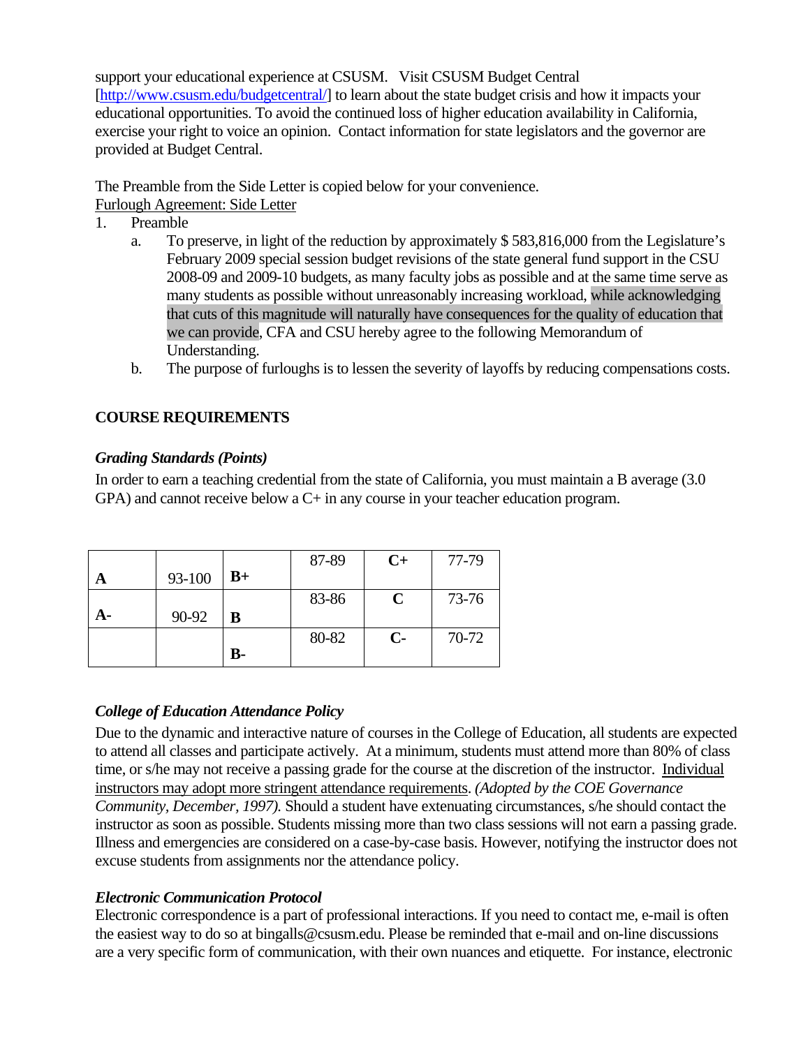support your educational experience at CSUSM. Visit CSUSM Budget Central [http://www.csusm.edu/budgetcentral/] to learn about the state budget crisis and how it impacts your educational opportunities. To avoid the continued loss of higher education availability in California, exercise your right to voice an opinion. Contact information for state legislators and the governor are provided at Budget Central.

The Preamble from the Side Letter is copied below for your convenience.

Furlough Agreement: Side Letter

1. Preamble
   a. To preserve, in light of the reduction by approximately $ 583,816,000 from the Legislature's February 2009 special session budget revisions of the state general fund support in the CSU 2008-09 and 2009-10 budgets, as many faculty jobs as possible and at the same time serve as many students as possible without unreasonably increasing workload, while acknowledging that cuts of this magnitude will naturally have consequences for the quality of education that we can provide, CFA and CSU hereby agree to the following Memorandum of Understanding.
   b. The purpose of furloughs is to lessen the severity of layoffs by reducing compensations costs.

## COURSE REQUIREMENTS

### *Grading Standards (Points)*

In order to earn a teaching credential from the state of California, you must maintain a B average (3.0 GPA) and cannot receive below a C+ in any course in your teacher education program.

| | | | | | |
|---|---|---|---|---|---|
| **A** | 93-100 | **B+** | 87-89 | **C+** | 77-79 |
| **A-** | 90-92 | **B** | 83-86 | **C** | 73-76 |
| | | **B-** | 80-82 | **C-** | 70-72 |

### *College of Education Attendance Policy*

Due to the dynamic and interactive nature of courses in the College of Education, all students are expected to attend all classes and participate actively. At a minimum, students must attend more than 80% of class time, or s/he may not receive a passing grade for the course at the discretion of the instructor. Individual instructors may adopt more stringent attendance requirements. *(Adopted by the COE Governance Community, December, 1997).* Should a student have extenuating circumstances, s/he should contact the instructor as soon as possible. Students missing more than two class sessions will not earn a passing grade. Illness and emergencies are considered on a case-by-case basis. However, notifying the instructor does not excuse students from assignments nor the attendance policy.

### *Electronic Communication Protocol*

Electronic correspondence is a part of professional interactions. If you need to contact me, e-mail is often the easiest way to do so at bingalls@csusm.edu. Please be reminded that e-mail and on-line discussions are a very specific form of communication, with their own nuances and etiquette. For instance, electronic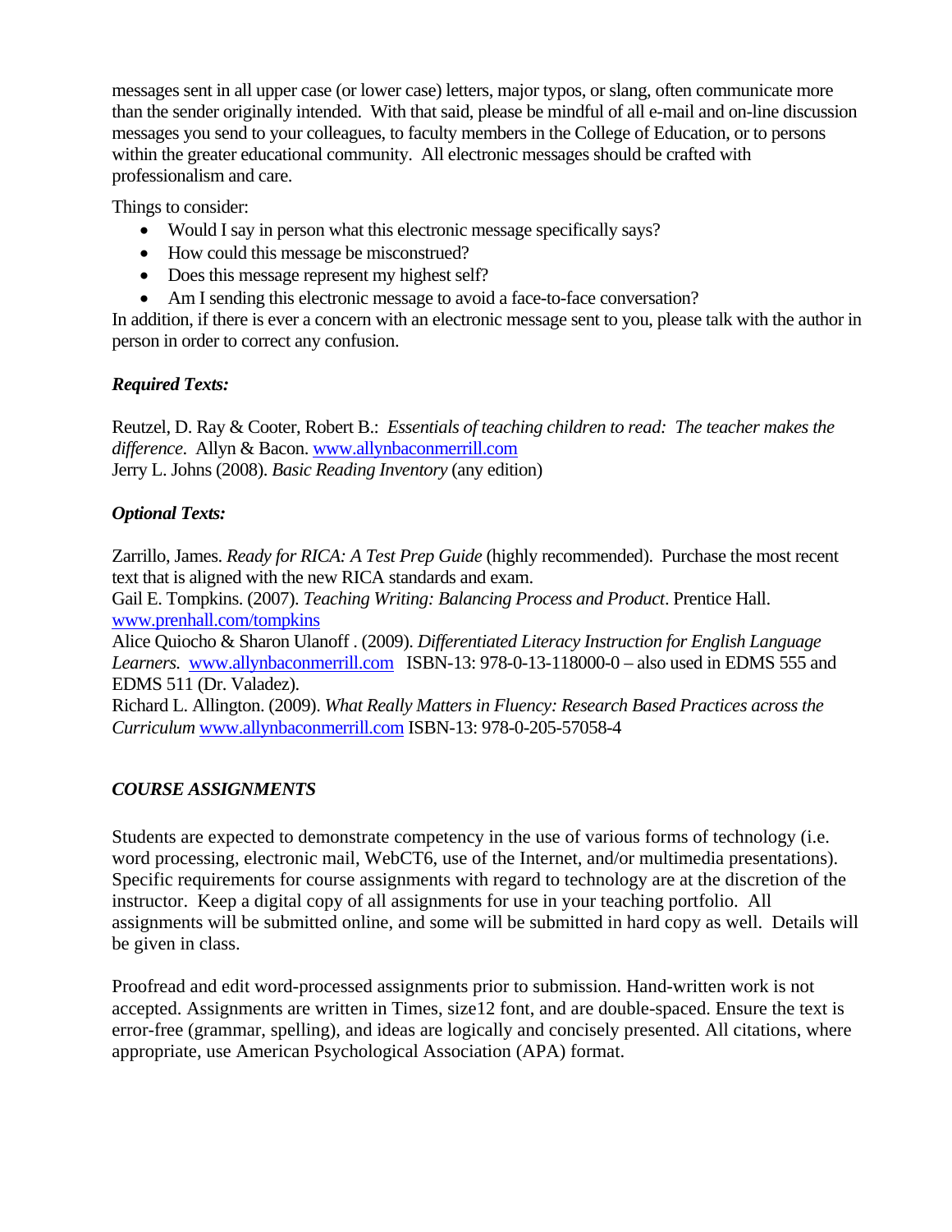messages sent in all upper case (or lower case) letters, major typos, or slang, often communicate more than the sender originally intended. With that said, please be mindful of all e-mail and on-line discussion messages you send to your colleagues, to faculty members in the College of Education, or to persons within the greater educational community. All electronic messages should be crafted with professionalism and care.

Things to consider:

- Would I say in person what this electronic message specifically says?
- How could this message be misconstrued?
- Does this message represent my highest self?
- Am I sending this electronic message to avoid a face-to-face conversation?

In addition, if there is ever a concern with an electronic message sent to you, please talk with the author in person in order to correct any confusion.

***Required Texts:***

Reutzel, D. Ray & Cooter, Robert B.: *Essentials of teaching children to read: The teacher makes the difference*. Allyn & Bacon. www.allynbaconmerrill.com
Jerry L. Johns (2008). *Basic Reading Inventory* (any edition)

***Optional Texts:***

Zarrillo, James. *Ready for RICA: A Test Prep Guide* (highly recommended). Purchase the most recent text that is aligned with the new RICA standards and exam.
Gail E. Tompkins. (2007). *Teaching Writing: Balancing Process and Product*. Prentice Hall. www.prenhall.com/tompkins
Alice Quiocho & Sharon Ulanoff . (2009). *Differentiated Literacy Instruction for English Language Learners.* www.allynbaconmerrill.com ISBN-13: 978-0-13-118000-0 – also used in EDMS 555 and EDMS 511 (Dr. Valadez).
Richard L. Allington. (2009). *What Really Matters in Fluency: Research Based Practices across the Curriculum* www.allynbaconmerrill.com ISBN-13: 978-0-205-57058-4

***COURSE ASSIGNMENTS***

Students are expected to demonstrate competency in the use of various forms of technology (i.e. word processing, electronic mail, WebCT6, use of the Internet, and/or multimedia presentations). Specific requirements for course assignments with regard to technology are at the discretion of the instructor. Keep a digital copy of all assignments for use in your teaching portfolio. All assignments will be submitted online, and some will be submitted in hard copy as well. Details will be given in class.

Proofread and edit word-processed assignments prior to submission. Hand-written work is not accepted. Assignments are written in Times, size12 font, and are double-spaced. Ensure the text is error-free (grammar, spelling), and ideas are logically and concisely presented. All citations, where appropriate, use American Psychological Association (APA) format.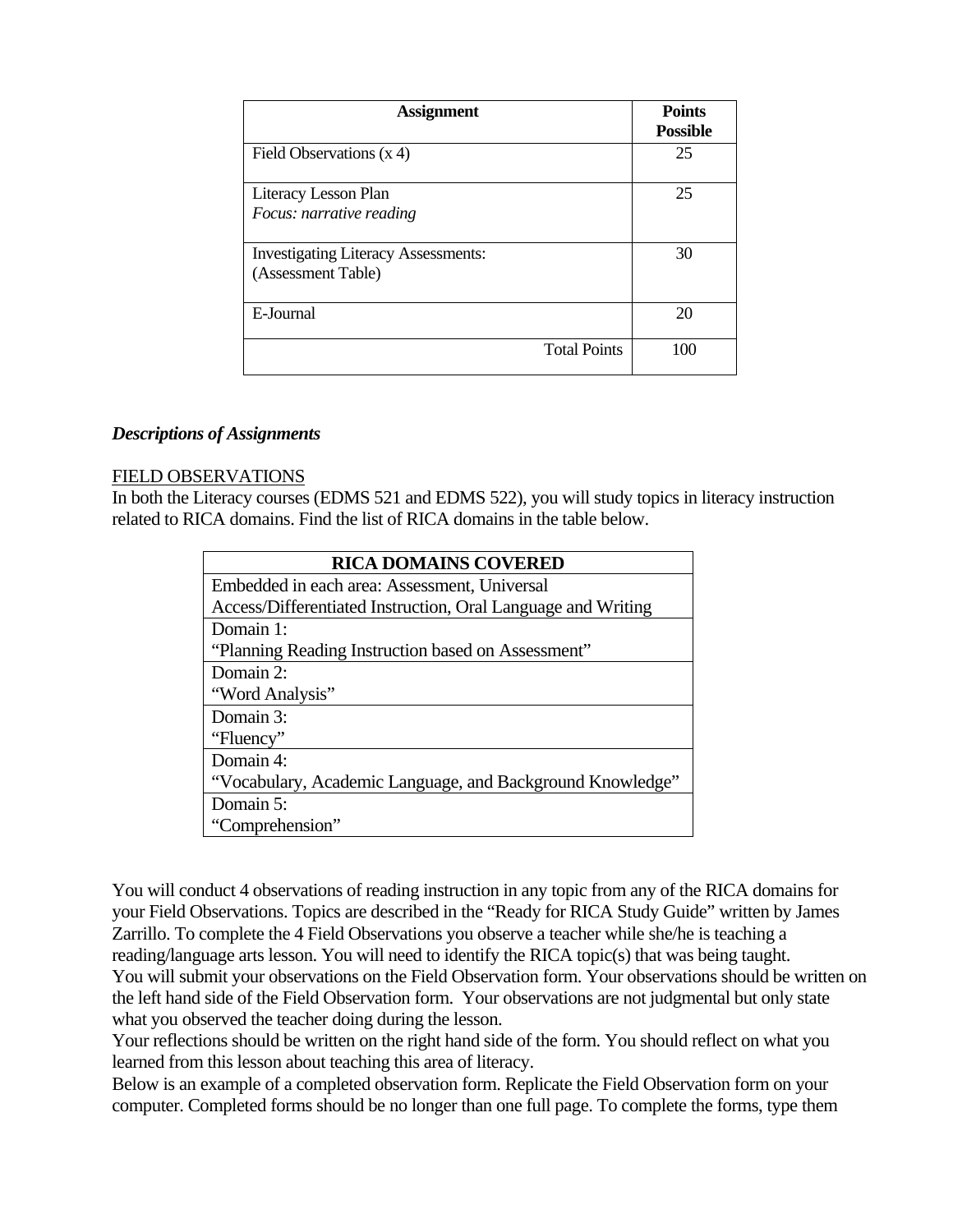| Assignment | Points Possible |
|---|---|
| Field Observations (x 4) | 25 |
| Literacy Lesson Plan<br>*Focus: narrative reading* | 25 |
| Investigating Literacy Assessments: (Assessment Table) | 30 |
| E-Journal | 20 |
| Total Points | 100 |

***Descriptions of Assignments***

FIELD OBSERVATIONS

In both the Literacy courses (EDMS 521 and EDMS 522), you will study topics in literacy instruction related to RICA domains. Find the list of RICA domains in the table below.

| RICA DOMAINS COVERED |
|---|
| Embedded in each area: Assessment, Universal Access/Differentiated Instruction, Oral Language and Writing |
| Domain 1:<br>"Planning Reading Instruction based on Assessment" |
| Domain 2:<br>"Word Analysis" |
| Domain 3:<br>"Fluency" |
| Domain 4:<br>"Vocabulary, Academic Language, and Background Knowledge" |
| Domain 5:<br>"Comprehension" |

You will conduct 4 observations of reading instruction in any topic from any of the RICA domains for your Field Observations. Topics are described in the "Ready for RICA Study Guide" written by James Zarrillo. To complete the 4 Field Observations you observe a teacher while she/he is teaching a reading/language arts lesson. You will need to identify the RICA topic(s) that was being taught.
You will submit your observations on the Field Observation form. Your observations should be written on the left hand side of the Field Observation form. Your observations are not judgmental but only state what you observed the teacher doing during the lesson.
Your reflections should be written on the right hand side of the form. You should reflect on what you learned from this lesson about teaching this area of literacy.
Below is an example of a completed observation form. Replicate the Field Observation form on your computer. Completed forms should be no longer than one full page. To complete the forms, type them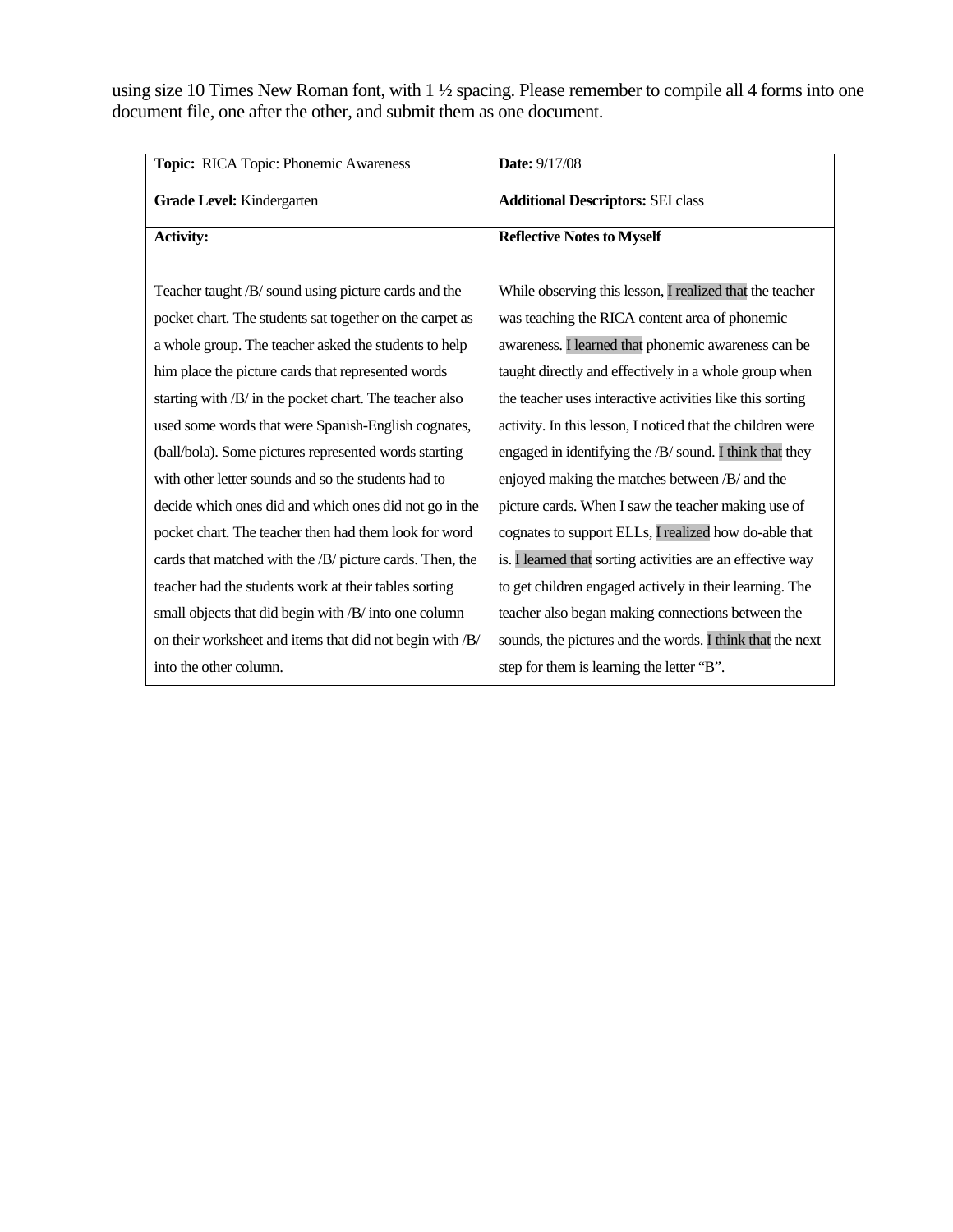using size 10 Times New Roman font, with 1 ½ spacing. Please remember to compile all 4 forms into one document file, one after the other, and submit them as one document.

| **Topic:** RICA Topic: Phonemic Awareness | **Date:** 9/17/08 |
|---|---|
| **Grade Level:** Kindergarten | **Additional Descriptors:** SEI class |
| **Activity:** | **Reflective Notes to Myself** |
| Teacher taught /B/ sound using picture cards and the pocket chart. The students sat together on the carpet as a whole group. The teacher asked the students to help him place the picture cards that represented words starting with /B/ in the pocket chart. The teacher also used some words that were Spanish-English cognates, (ball/bola). Some pictures represented words starting with other letter sounds and so the students had to decide which ones did and which ones did not go in the pocket chart. The teacher then had them look for word cards that matched with the /B/ picture cards. Then, the teacher had the students work at their tables sorting small objects that did begin with /B/ into one column on their worksheet and items that did not begin with /B/ into the other column. | While observing this lesson, I realized that the teacher was teaching the RICA content area of phonemic awareness. I learned that phonemic awareness can be taught directly and effectively in a whole group when the teacher uses interactive activities like this sorting activity. In this lesson, I noticed that the children were engaged in identifying the /B/ sound. I think that they enjoyed making the matches between /B/ and the picture cards. When I saw the teacher making use of cognates to support ELLs, I realized how do-able that is. I learned that sorting activities are an effective way to get children engaged actively in their learning. The teacher also began making connections between the sounds, the pictures and the words. I think that the next step for them is learning the letter "B". |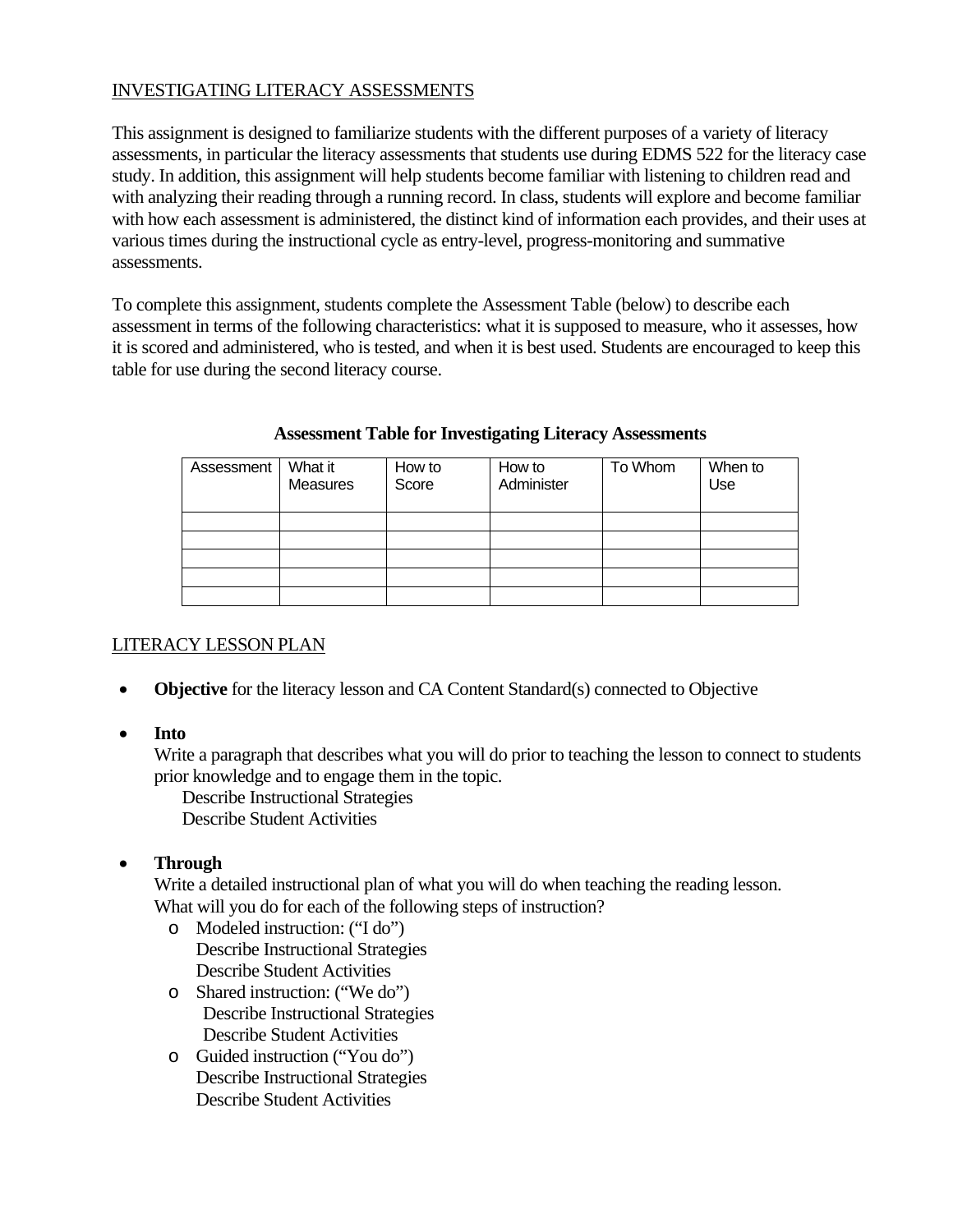INVESTIGATING LITERACY ASSESSMENTS

This assignment is designed to familiarize students with the different purposes of a variety of literacy assessments, in particular the literacy assessments that students use during EDMS 522 for the literacy case study. In addition, this assignment will help students become familiar with listening to children read and with analyzing their reading through a running record. In class, students will explore and become familiar with how each assessment is administered, the distinct kind of information each provides, and their uses at various times during the instructional cycle as entry-level, progress-monitoring and summative assessments.

To complete this assignment, students complete the Assessment Table (below) to describe each assessment in terms of the following characteristics: what it is supposed to measure, who it assesses, how it is scored and administered, who is tested, and when it is best used. Students are encouraged to keep this table for use during the second literacy course.

**Assessment Table for Investigating Literacy Assessments**

| Assessment | What it Measures | How to Score | How to Administer | To Whom | When to Use |
|---|---|---|---|---|---|
| | | | | | |
| | | | | | |
| | | | | | |
| | | | | | |
| | | | | | |

LITERACY LESSON PLAN

- **Objective** for the literacy lesson and CA Content Standard(s) connected to Objective
- **Into**
  Write a paragraph that describes what you will do prior to teaching the lesson to connect to students prior knowledge and to engage them in the topic.
  Describe Instructional Strategies
  Describe Student Activities
- **Through**
  Write a detailed instructional plan of what you will do when teaching the reading lesson. What will you do for each of the following steps of instruction?
  - Modeled instruction: ("I do")
    Describe Instructional Strategies
    Describe Student Activities
  - Shared instruction: ("We do")
    Describe Instructional Strategies
    Describe Student Activities
  - Guided instruction ("You do")
    Describe Instructional Strategies
    Describe Student Activities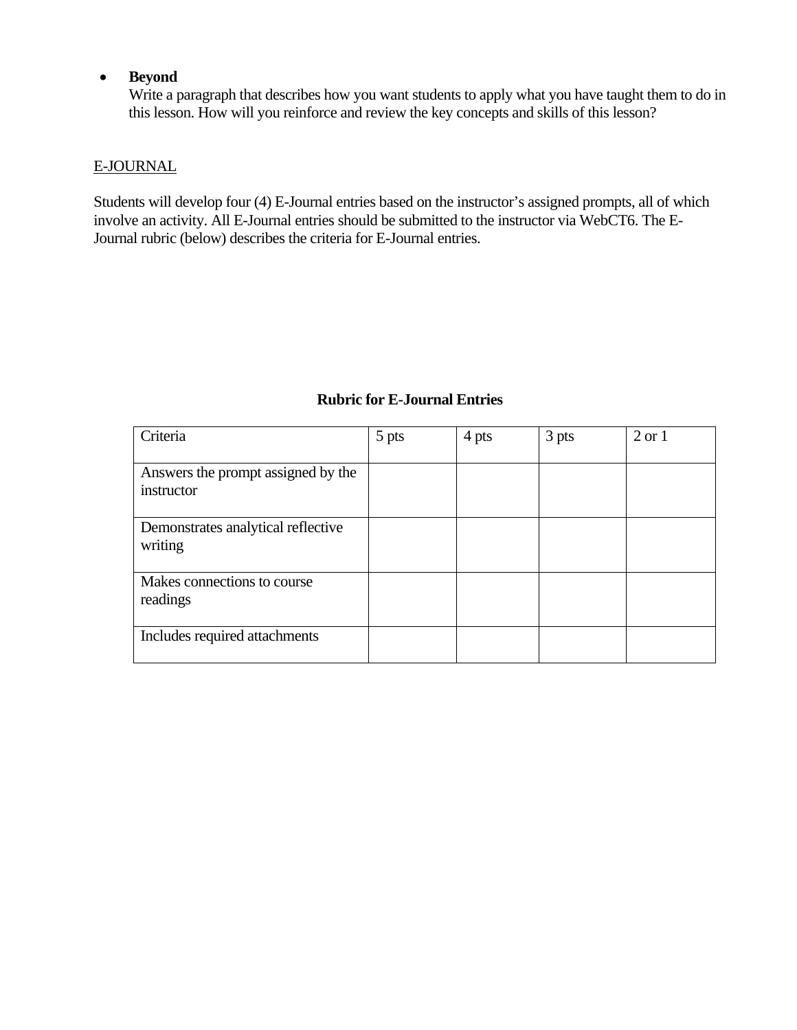- **Beyond**
  Write a paragraph that describes how you want students to apply what you have taught them to do in this lesson. How will you reinforce and review the key concepts and skills of this lesson?

<u>E-JOURNAL</u>

Students will develop four (4) E-Journal entries based on the instructor's assigned prompts, all of which involve an activity. All E-Journal entries should be submitted to the instructor via WebCT6. The E-Journal rubric (below) describes the criteria for E-Journal entries.

**Rubric for E-Journal Entries**

| Criteria | 5 pts | 4 pts | 3 pts | 2 or 1 |
|---|---|---|---|---|
| Answers the prompt assigned by the instructor | | | | |
| Demonstrates analytical reflective writing | | | | |
| Makes connections to course readings | | | | |
| Includes required attachments | | | | |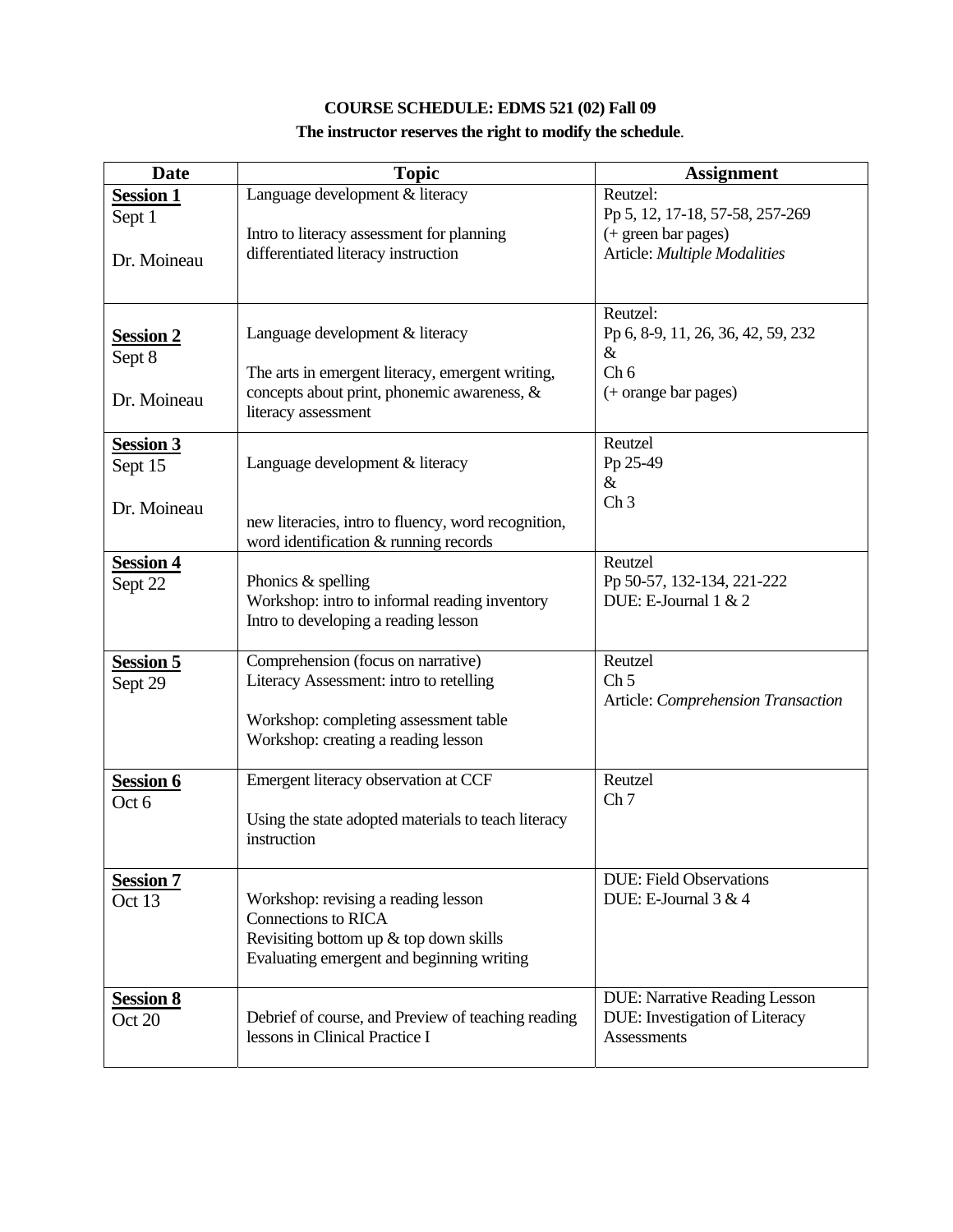**COURSE SCHEDULE: EDMS 521 (02) Fall 09**

**The instructor reserves the right to modify the schedule**.

| Date | Topic | Assignment |
|---|---|---|
| **Session 1**<br>Sept 1<br><br>Dr. Moineau | Language development & literacy<br><br>Intro to literacy assessment for planning differentiated literacy instruction | Reutzel:<br>Pp 5, 12, 17-18, 57-58, 257-269<br>(+ green bar pages)<br>Article: *Multiple Modalities* |
| **Session 2**<br>Sept 8<br><br>Dr. Moineau | Language development & literacy<br><br>The arts in emergent literacy, emergent writing, concepts about print, phonemic awareness, & literacy assessment | Reutzel:<br>Pp 6, 8-9, 11, 26, 36, 42, 59, 232<br>&<br>Ch 6<br>(+ orange bar pages) |
| **Session 3**<br>Sept 15<br><br>Dr. Moineau | Language development & literacy<br><br>new literacies, intro to fluency, word recognition, word identification & running records | Reutzel<br>Pp 25-49<br>&<br>Ch 3 |
| **Session 4**<br>Sept 22 | Phonics & spelling<br>Workshop: intro to informal reading inventory<br>Intro to developing a reading lesson | Reutzel<br>Pp 50-57, 132-134, 221-222<br>DUE: E-Journal 1 & 2 |
| **Session 5**<br>Sept 29 | Comprehension (focus on narrative)<br>Literacy Assessment: intro to retelling<br><br>Workshop: completing assessment table<br>Workshop: creating a reading lesson | Reutzel<br>Ch 5<br>Article: *Comprehension Transaction* |
| **Session 6**<br>Oct 6 | Emergent literacy observation at CCF<br><br>Using the state adopted materials to teach literacy instruction | Reutzel<br>Ch 7 |
| **Session 7**<br>Oct 13 | Workshop: revising a reading lesson<br>Connections to RICA<br>Revisiting bottom up & top down skills<br>Evaluating emergent and beginning writing | DUE: Field Observations<br>DUE: E-Journal 3 & 4 |
| **Session 8**<br>Oct 20 | Debrief of course, and Preview of teaching reading lessons in Clinical Practice I | DUE: Narrative Reading Lesson<br>DUE: Investigation of Literacy Assessments |